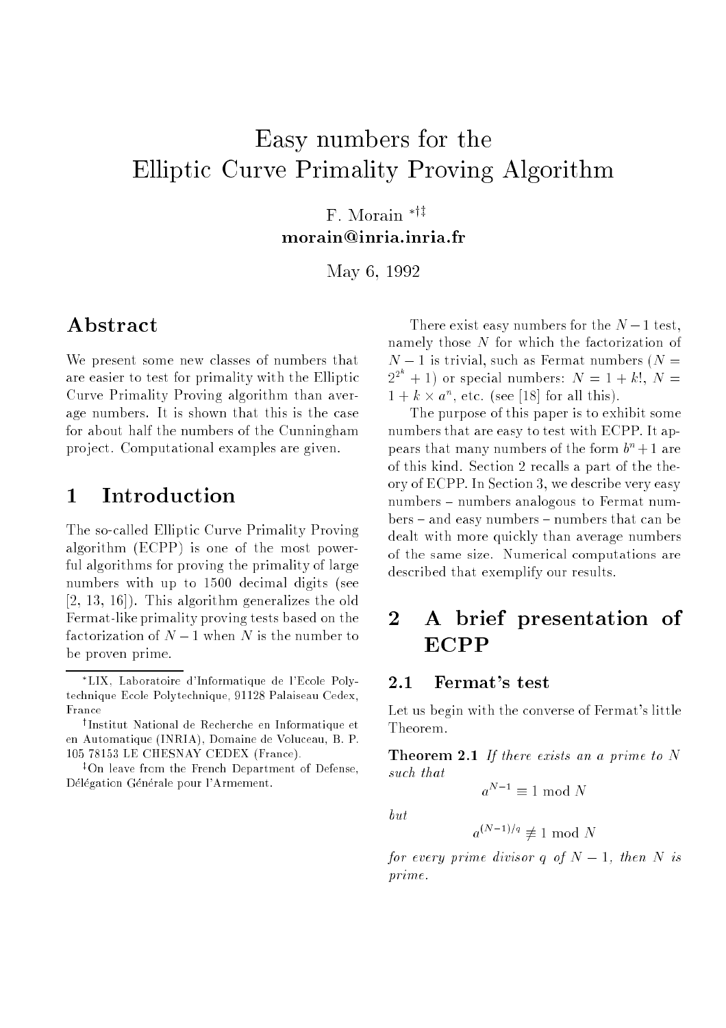# Easy numbers for the Elliptic Curve Primality Proving Algorithm

F. Morain [*†‡]
**morain@inria.inria.fr**

May 6, 1992

## Abstract

We present some new classes of numbers that are easier to test for primality with the Elliptic Curve Primality Proving algorithm than average numbers. It is shown that this is the case for about half the numbers of the Cunningham project. Computational examples are given.

## 1 Introduction

The so-called Elliptic Curve Primality Proving algorithm (ECPP) is one of the most powerful algorithms for proving the primality of large numbers with up to 1500 decimal digits (see [2, 13, 16]). This algorithm generalizes the old Fermat-like primality proving tests based on the factorization of $N-1$ when $N$ is the number to be proven prime.

There exist easy numbers for the $N-1$ test, namely those $N$ for which the factorization of $N-1$ is trivial, such as Fermat numbers ($N = 2^{2^k}+1$) or special numbers: $N = 1 + k!$, $N = 1 + k \times a^n$, etc. (see [18] for all this).

The purpose of this paper is to exhibit some numbers that are easy to test with ECPP. It appears that many numbers of the form $b^n+1$ are of this kind. Section 2 recalls a part of the theory of ECPP. In Section 3, we describe very easy numbers – numbers analogous to Fermat numbers – and easy numbers – numbers that can be dealt with more quickly than average numbers of the same size. Numerical computations are described that exemplify our results.

## 2 A brief presentation of ECPP

### 2.1 Fermat's test

Let us begin with the converse of Fermat's little Theorem.

**Theorem 2.1** *If there exists an $a$ prime to $N$ such that*

$$a^{N-1} \equiv 1 \bmod N$$

*but*

$$a^{(N-1)/q} \not\equiv 1 \bmod N$$

*for every prime divisor $q$ of $N-1$, then $N$ is prime.*

---

*LIX, Laboratoire d'Informatique de l'Ecole Polytechnique Ecole Polytechnique, 91128 Palaiseau Cedex, France

†Institut National de Recherche en Informatique et en Automatique (INRIA), Domaine de Voluceau, B. P. 105 78153 LE CHESNAY CEDEX (France).

‡On leave from the French Department of Defense, Délégation Générale pour l'Armement.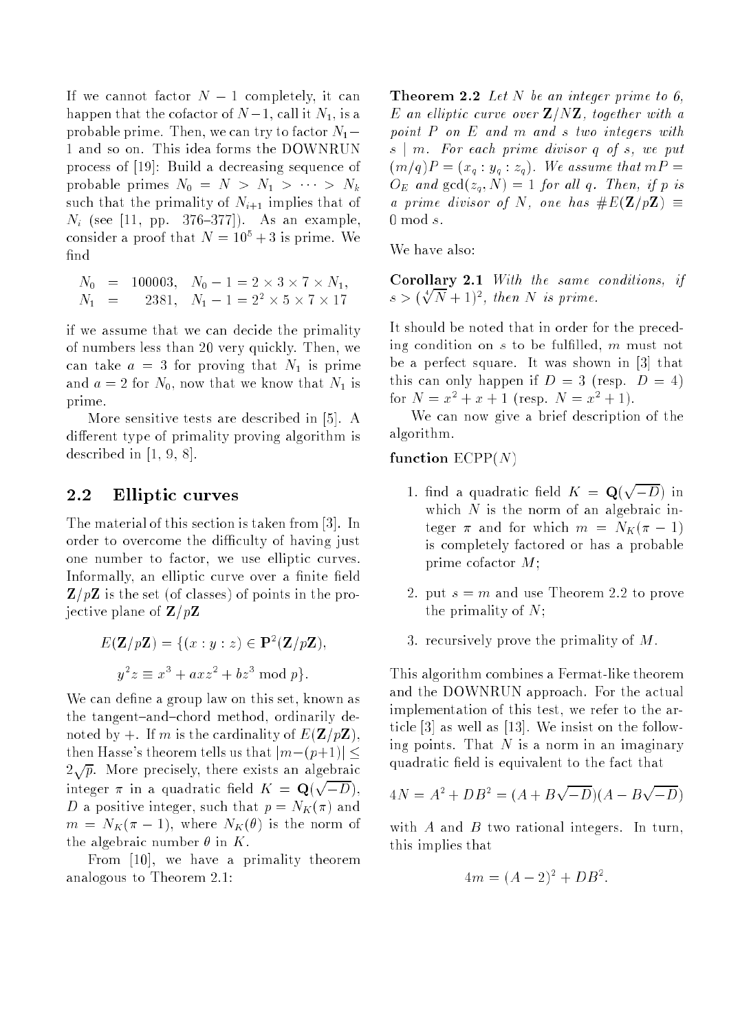If we cannot factor $N-1$ completely, it can happen that the cofactor of $N-1$, call it $N_1$, is a probable prime. Then, we can try to factor $N_1-1$ and so on. This idea forms the DOWNRUN process of [19]: Build a decreasing sequence of probable primes $N_0 = N > N_1 > \cdots > N_k$ such that the primality of $N_{i+1}$ implies that of $N_i$ (see [11, pp. 376–377]). As an example, consider a proof that $N = 10^5 + 3$ is prime. We find

$$\begin{aligned} N_0 &= 100003, \quad N_0 - 1 = 2 \times 3 \times 7 \times N_1, \\ N_1 &= \phantom{10}2381, \quad N_1 - 1 = 2^2 \times 5 \times 7 \times 17 \end{aligned}$$

if we assume that we can decide the primality of numbers less than 20 very quickly. Then, we can take $a = 3$ for proving that $N_1$ is prime and $a = 2$ for $N_0$, now that we know that $N_1$ is prime.

More sensitive tests are described in [5]. A different type of primality proving algorithm is described in [1, 9, 8].

## 2.2 Elliptic curves

The material of this section is taken from [3]. In order to overcome the difficulty of having just one number to factor, we use elliptic curves. Informally, an elliptic curve over a finite field $\mathbf{Z}/p\mathbf{Z}$ is the set (of classes) of points in the projective plane of $\mathbf{Z}/p\mathbf{Z}$

$$E(\mathbf{Z}/p\mathbf{Z}) = \{(x:y:z) \in \mathbf{P}^2(\mathbf{Z}/p\mathbf{Z}),$$
$$y^2 z \equiv x^3 + axz^2 + bz^3 \bmod p\}.$$

We can define a group law on this set, known as the tangent–and–chord method, ordinarily denoted by $+$. If $m$ is the cardinality of $E(\mathbf{Z}/p\mathbf{Z})$, then Hasse's theorem tells us that $|m-(p+1)| \leq 2\sqrt{p}$. More precisely, there exists an algebraic integer $\pi$ in a quadratic field $K = \mathbf{Q}(\sqrt{-D})$, $D$ a positive integer, such that $p = N_K(\pi)$ and $m = N_K(\pi - 1)$, where $N_K(\theta)$ is the norm of the algebraic number $\theta$ in $K$.

From [10], we have a primality theorem analogous to Theorem 2.1:

**Theorem 2.2** *Let $N$ be an integer prime to 6, $E$ an elliptic curve over $\mathbf{Z}/N\mathbf{Z}$, together with a point $P$ on $E$ and $m$ and $s$ two integers with $s \mid m$. For each prime divisor $q$ of $s$, we put $(m/q)P = (x_q : y_q : z_q)$. We assume that $mP = O_E$ and $\gcd(z_q, N) = 1$ for all $q$. Then, if $p$ is a prime divisor of $N$, one has $\#E(\mathbf{Z}/p\mathbf{Z}) \equiv 0 \bmod s$.*

We have also:

**Corollary 2.1** *With the same conditions, if $s > (\sqrt[4]{N} + 1)^2$, then $N$ is prime.*

It should be noted that in order for the preceding condition on $s$ to be fulfilled, $m$ must not be a perfect square. It was shown in [3] that this can only happen if $D = 3$ (resp. $D = 4$) for $N = x^2 + x + 1$ (resp. $N = x^2 + 1$).

We can now give a brief description of the algorithm.

**function** ECPP($N$)

1. find a quadratic field $K = \mathbf{Q}(\sqrt{-D})$ in which $N$ is the norm of an algebraic integer $\pi$ and for which $m = N_K(\pi - 1)$ is completely factored or has a probable prime cofactor $M$;
2. put $s = m$ and use Theorem 2.2 to prove the primality of $N$;
3. recursively prove the primality of $M$.

This algorithm combines a Fermat-like theorem and the DOWNRUN approach. For the actual implementation of this test, we refer to the article [3] as well as [13]. We insist on the following points. That $N$ is a norm in an imaginary quadratic field is equivalent to the fact that

$$4N = A^2 + DB^2 = (A + B\sqrt{-D})(A - B\sqrt{-D})$$

with $A$ and $B$ two rational integers. In turn, this implies that

$$4m = (A-2)^2 + DB^2.$$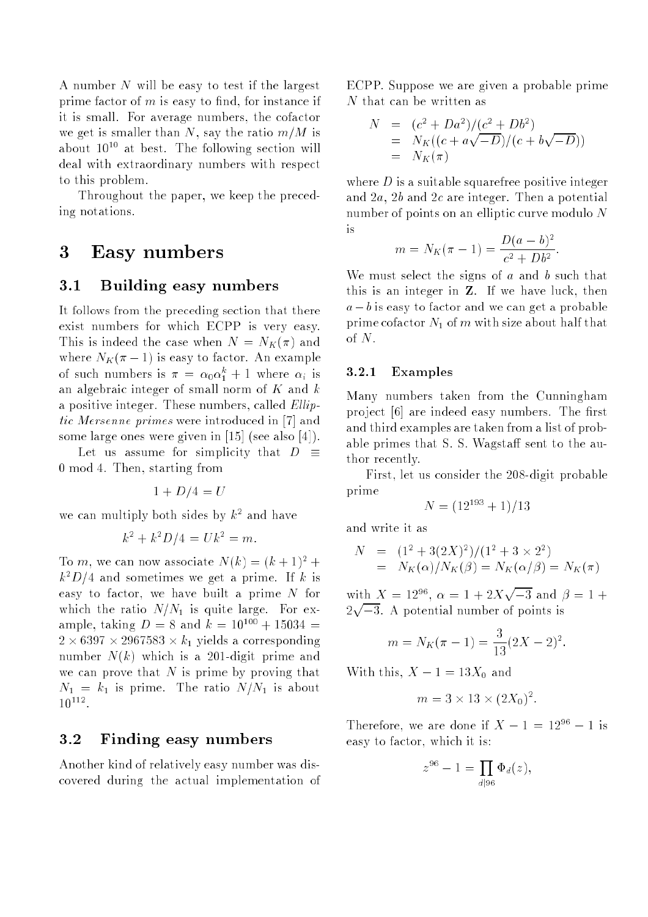A number $N$ will be easy to test if the largest prime factor of $m$ is easy to find, for instance if it is small. For average numbers, the cofactor we get is smaller than $N$, say the ratio $m/M$ is about $10^{10}$ at best. The following section will deal with extraordinary numbers with respect to this problem.

Throughout the paper, we keep the preceding notations.

# 3 Easy numbers

## 3.1 Building easy numbers

It follows from the preceding section that there exist numbers for which ECPP is very easy. This is indeed the case when $N = N_K(\pi)$ and where $N_K(\pi - 1)$ is easy to factor. An example of such numbers is $\pi = \alpha_0\alpha_1^k + 1$ where $\alpha_i$ is an algebraic integer of small norm of $K$ and $k$ a positive integer. These numbers, called *Elliptic Mersenne primes* were introduced in [7] and some large ones were given in [15] (see also [4]).

Let us assume for simplicity that $D \equiv 0 \bmod 4$. Then, starting from

$$1 + D/4 = U$$

we can multiply both sides by $k^2$ and have

$$k^2 + k^2D/4 = Uk^2 = m.$$

To $m$, we can now associate $N(k) = (k+1)^2 + k^2D/4$ and sometimes we get a prime. If $k$ is easy to factor, we have built a prime $N$ for which the ratio $N/N_1$ is quite large. For example, taking $D = 8$ and $k = 10^{100} + 15034 = 2 \times 6397 \times 2967583 \times k_1$ yields a corresponding number $N(k)$ which is a 201-digit prime and we can prove that $N$ is prime by proving that $N_1 = k_1$ is prime. The ratio $N/N_1$ is about $10^{112}$.

## 3.2 Finding easy numbers

Another kind of relatively easy number was discovered during the actual implementation of ECPP. Suppose we are given a probable prime $N$ that can be written as

$$\begin{aligned} N &= (c^2 + Da^2)/(c^2 + Db^2) \\ &= N_K((c + a\sqrt{-D})/(c + b\sqrt{-D})) \\ &= N_K(\pi) \end{aligned}$$

where $D$ is a suitable squarefree positive integer and $2a$, $2b$ and $2c$ are integer. Then a potential number of points on an elliptic curve modulo $N$ is

$$m = N_K(\pi - 1) = \frac{D(a-b)^2}{c^2 + Db^2}.$$

We must select the signs of $a$ and $b$ such that this is an integer in $\mathbf{Z}$. If we have luck, then $a - b$ is easy to factor and we can get a probable prime cofactor $N_1$ of $m$ with size about half that of $N$.

### 3.2.1 Examples

Many numbers taken from the Cunningham project [6] are indeed easy numbers. The first and third examples are taken from a list of probable primes that S. S. Wagstaff sent to the author recently.

First, let us consider the 208-digit probable prime

$$N = (12^{193} + 1)/13$$

and write it as

$$\begin{aligned} N &= (1^2 + 3(2X)^2)/(1^2 + 3 \times 2^2) \\ &= N_K(\alpha)/N_K(\beta) = N_K(\alpha/\beta) = N_K(\pi) \end{aligned}$$

with $X = 12^{96}$, $\alpha = 1 + 2X\sqrt{-3}$ and $\beta = 1 + 2\sqrt{-3}$. A potential number of points is

$$m = N_K(\pi - 1) = \frac{3}{13}(2X - 2)^2.$$

With this, $X - 1 = 13X_0$ and

$$m = 3 \times 13 \times (2X_0)^2.$$

Therefore, we are done if $X - 1 = 12^{96} - 1$ is easy to factor, which it is:

$$z^{96} - 1 = \prod_{d|96} \Phi_d(z),$$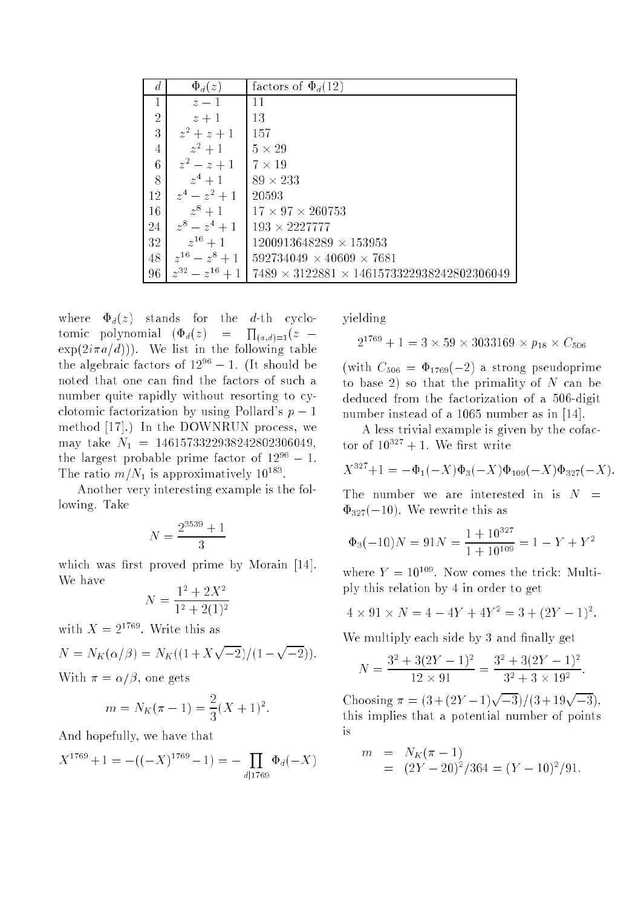| $d$ | $\Phi_d(z)$ | factors of $\Phi_d(12)$ |
|---|---|---|
| 1 | $z-1$ | 11 |
| 2 | $z+1$ | 13 |
| 3 | $z^2+z+1$ | 157 |
| 4 | $z^2+1$ | $5 \times 29$ |
| 6 | $z^2-z+1$ | $7 \times 19$ |
| 8 | $z^4+1$ | $89 \times 233$ |
| 12 | $z^4-z^2+1$ | 20593 |
| 16 | $z^8+1$ | $17 \times 97 \times 260753$ |
| 24 | $z^8-z^4+1$ | $193 \times 2227777$ |
| 32 | $z^{16}+1$ | $1200913648289 \times 153953$ |
| 48 | $z^{16}-z^8+1$ | $592734049 \times 40609 \times 7681$ |
| 96 | $z^{32}-z^{16}+1$ | $7489 \times 3122881 \times 14615733229382428023066049$ |

where $\Phi_d(z)$ stands for the $d$-th cyclotomic polynomial ($\Phi_d(z) = \prod_{(a,d)=1}(z - \exp(2i\pi a/d))$). We list in the following table the algebraic factors of $12^{96}-1$. (It should be noted that one can find the factors of such a number quite rapidly without resorting to cyclotomic factorization by using Pollard's $p-1$ method [17].) In the DOWNRUN process, we may take $N_1 = 14615733229382428023066049$, the largest probable prime factor of $12^{96}-1$. The ratio $m/N_1$ is approximatively $10^{183}$.

Another very interesting example is the following. Take

$$N = \frac{2^{3539}+1}{3}$$

which was first proved prime by Morain [14]. We have

$$N = \frac{1^2 + 2X^2}{1^2 + 2(1)^2}$$

with $X = 2^{1769}$. Write this as

$$N = N_K(\alpha/\beta) = N_K((1+X\sqrt{-2})/(1-\sqrt{-2})).$$

With $\pi = \alpha/\beta$, one gets

$$m = N_K(\pi - 1) = \frac{2}{3}(X+1)^2.$$

And hopefully, we have that

$$X^{1769}+1 = -((-X)^{1769}-1) = -\prod_{d|1769}\Phi_d(-X)$$

yielding

$$2^{1769}+1 = 3 \times 59 \times 3033169 \times p_{18} \times C_{506}$$

(with $C_{506} = \Phi_{1769}(-2)$ a strong pseudoprime to base 2) so that the primality of $N$ can be deduced from the factorization of a 506-digit number instead of a 1065 number as in [14].

A less trivial example is given by the cofactor of $10^{327}+1$. We first write

$$X^{327}+1 = -\Phi_1(-X)\Phi_3(-X)\Phi_{109}(-X)\Phi_{327}(-X).$$

The number we are interested in is $N = \Phi_{327}(-10)$. We rewrite this as

$$\Phi_3(-10)N = 91N = \frac{1+10^{327}}{1+10^{109}} = 1 - Y + Y^2$$

where $Y = 10^{109}$. Now comes the trick: Multiply this relation by 4 in order to get

$$4 \times 91 \times N = 4 - 4Y + 4Y^2 = 3 + (2Y-1)^2.$$

We multiply each side by 3 and finally get

$$N = \frac{3^2 + 3(2Y-1)^2}{12 \times 91} = \frac{3^2+3(2Y-1)^2}{3^2 + 3 \times 19^2}.$$

Choosing $\pi = (3+(2Y-1)\sqrt{-3})/(3+19\sqrt{-3})$, this implies that a potential number of points is

$$\begin{aligned} m &= N_K(\pi - 1) \\ &= (2Y-20)^2/364 = (Y-10)^2/91. \end{aligned}$$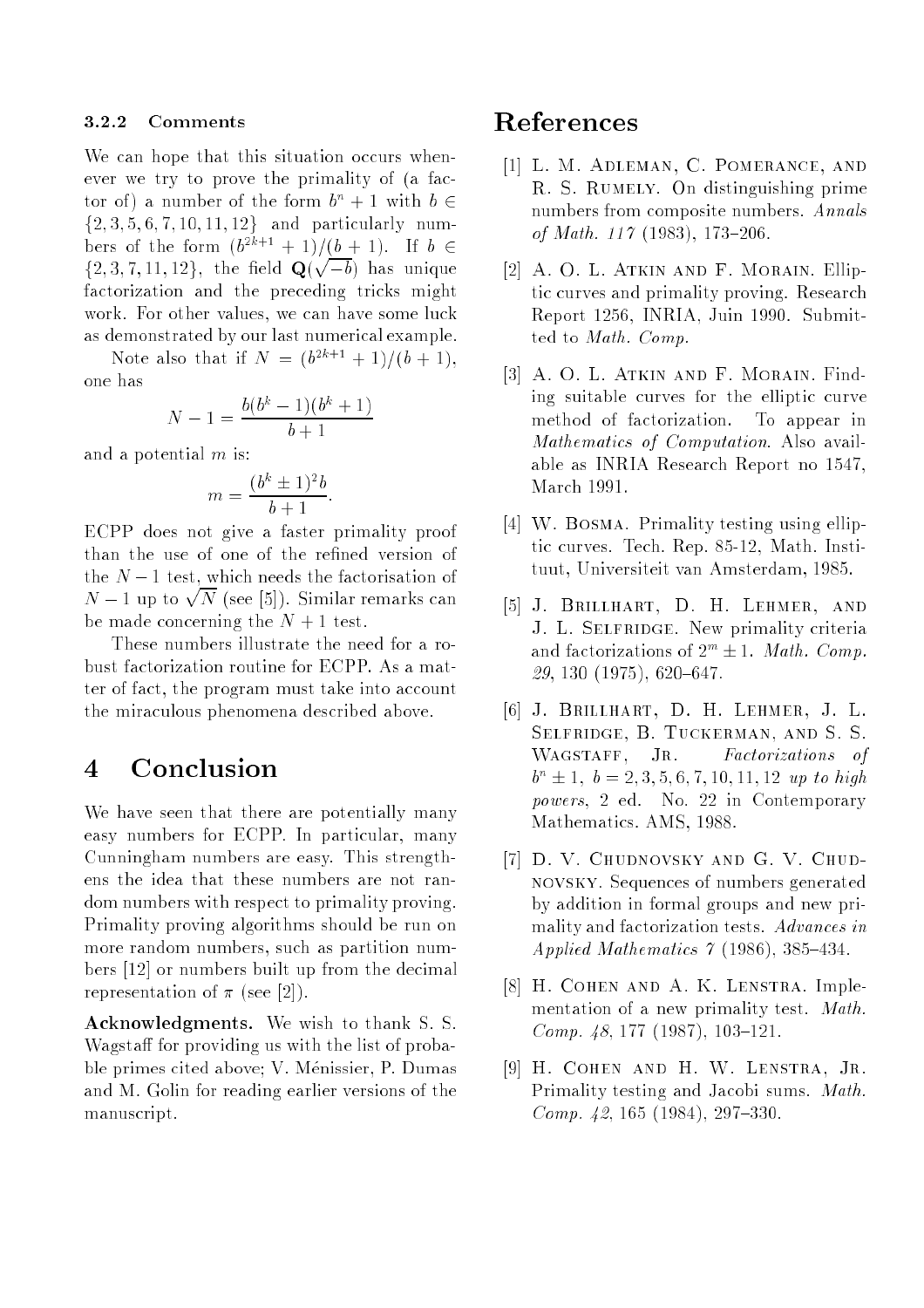#### 3.2.2 Comments

We can hope that this situation occurs whenever we try to prove the primality of (a factor of) a number of the form $b^n + 1$ with $b \in \{2, 3, 5, 6, 7, 10, 11, 12\}$ and particularly numbers of the form $(b^{2k+1} + 1)/(b + 1)$. If $b \in \{2, 3, 7, 11, 12\}$, the field $\mathbf{Q}(\sqrt{-b})$ has unique factorization and the preceding tricks might work. For other values, we can have some luck as demonstrated by our last numerical example.

Note also that if $N = (b^{2k+1} + 1)/(b + 1)$, one has

$$N - 1 = \frac{b(b^k - 1)(b^k + 1)}{b + 1}$$

and a potential $m$ is:

$$m = \frac{(b^k \pm 1)^2 b}{b + 1}.$$

ECPP does not give a faster primality proof than the use of one of the refined version of the $N - 1$ test, which needs the factorisation of $N - 1$ up to $\sqrt{N}$ (see [5]). Similar remarks can be made concerning the $N + 1$ test.

These numbers illustrate the need for a robust factorization routine for ECPP. As a matter of fact, the program must take into account the miraculous phenomena described above.

# 4 Conclusion

We have seen that there are potentially many easy numbers for ECPP. In particular, many Cunningham numbers are easy. This strengthens the idea that these numbers are not random numbers with respect to primality proving. Primality proving algorithms should be run on more random numbers, such as partition numbers [12] or numbers built up from the decimal representation of $\pi$ (see [2]).

**Acknowledgments.** We wish to thank S. S. Wagstaff for providing us with the list of probable primes cited above; V. Ménissier, P. Dumas and M. Golin for reading earlier versions of the manuscript.

# References

[1] L. M. Adleman, C. Pomerance, and R. S. Rumely. On distinguishing prime numbers from composite numbers. *Annals of Math. 117* (1983), 173–206.

[2] A. O. L. Atkin and F. Morain. Elliptic curves and primality proving. Research Report 1256, INRIA, Juin 1990. Submitted to *Math. Comp.*

[3] A. O. L. Atkin and F. Morain. Finding suitable curves for the elliptic curve method of factorization. To appear in *Mathematics of Computation*. Also available as INRIA Research Report no 1547, March 1991.

[4] W. Bosma. Primality testing using elliptic curves. Tech. Rep. 85-12, Math. Instituut, Universiteit van Amsterdam, 1985.

[5] J. Brillhart, D. H. Lehmer, and J. L. Selfridge. New primality criteria and factorizations of $2^m \pm 1$. *Math. Comp. 29*, 130 (1975), 620–647.

[6] J. Brillhart, D. H. Lehmer, J. L. Selfridge, B. Tuckerman, and S. S. Wagstaff, Jr. *Factorizations of $b^n \pm 1$, $b = 2, 3, 5, 6, 7, 10, 11, 12$ up to high powers*, 2 ed. No. 22 in Contemporary Mathematics. AMS, 1988.

[7] D. V. Chudnovsky and G. V. Chudnovsky. Sequences of numbers generated by addition in formal groups and new primality and factorization tests. *Advances in Applied Mathematics 7* (1986), 385–434.

[8] H. Cohen and A. K. Lenstra. Implementation of a new primality test. *Math. Comp. 48*, 177 (1987), 103–121.

[9] H. Cohen and H. W. Lenstra, Jr. Primality testing and Jacobi sums. *Math. Comp. 42*, 165 (1984), 297–330.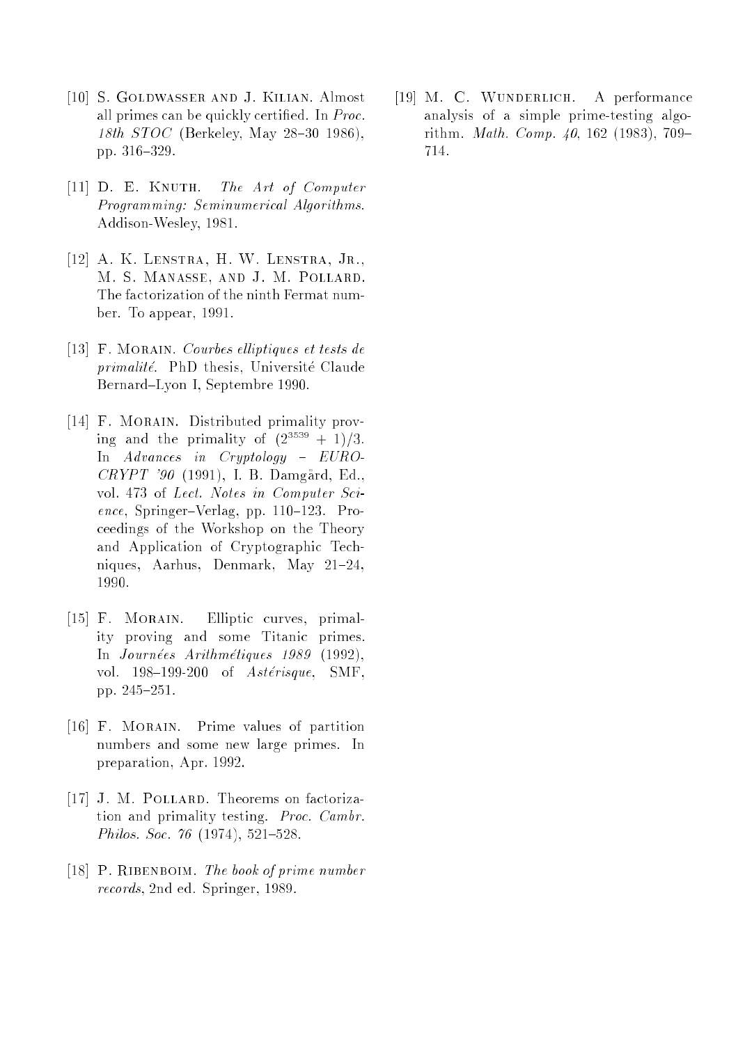[10] S. Goldwasser and J. Kilian. Almost all primes can be quickly certified. In *Proc. 18th STOC* (Berkeley, May 28–30 1986), pp. 316–329.

[11] D. E. Knuth. *The Art of Computer Programming: Seminumerical Algorithms*. Addison-Wesley, 1981.

[12] A. K. Lenstra, H. W. Lenstra, Jr., M. S. Manasse, and J. M. Pollard. The factorization of the ninth Fermat number. To appear, 1991.

[13] F. Morain. *Courbes elliptiques et tests de primalité*. PhD thesis, Université Claude Bernard–Lyon I, Septembre 1990.

[14] F. Morain. Distributed primality proving and the primality of $(2^{3539}+1)/3$. In *Advances in Cryptology – EUROCRYPT '90* (1991), I. B. Damgård, Ed., vol. 473 of *Lect. Notes in Computer Science*, Springer–Verlag, pp. 110–123. Proceedings of the Workshop on the Theory and Application of Cryptographic Techniques, Aarhus, Denmark, May 21–24, 1990.

[15] F. Morain. Elliptic curves, primality proving and some Titanic primes. In *Journées Arithmétiques 1989* (1992), vol. 198–199-200 of *Astérisque*, SMF, pp. 245–251.

[16] F. Morain. Prime values of partition numbers and some new large primes. In preparation, Apr. 1992.

[17] J. M. Pollard. Theorems on factorization and primality testing. *Proc. Cambr. Philos. Soc. 76* (1974), 521–528.

[18] P. Ribenboim. *The book of prime number records*, 2nd ed. Springer, 1989.

[19] M. C. Wunderlich. A performance analysis of a simple prime-testing algorithm. *Math. Comp. 40*, 162 (1983), 709–714.